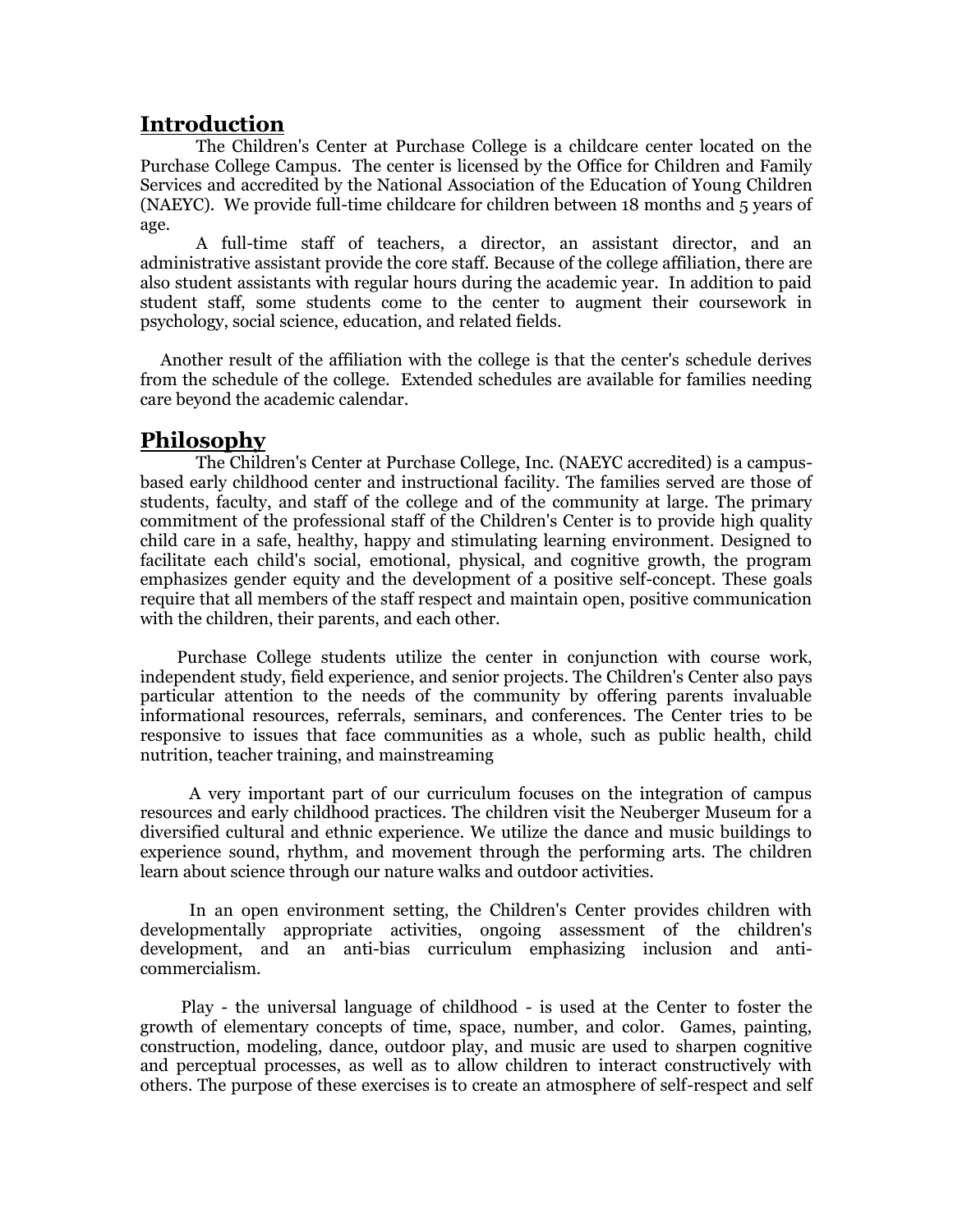## Introduction

The Children's Center at Purchase College is a childcare center located on the Purchase College Campus. The center is licensed by the Office for Children and Family Services and accredited by the National Association of the Education of Young Children (NAEYC). We provide full-time childcare for children between 18 months and 5 years of age.

A full-time staff of teachers, a director, an assistant director, and an administrative assistant provide the core staff. Because of the college affiliation, there are also student assistants with regular hours during the academic year. In addition to paid student staff, some students come to the center to augment their coursework in psychology, social science, education, and related fields.

Another result of the affiliation with the college is that the center's schedule derives from the schedule of the college. Extended schedules are available for families needing care beyond the academic calendar.

## Philosophy

The Children's Center at Purchase College, Inc. (NAEYC accredited) is a campus-based early childhood center and instructional facility. The families served are those of students, faculty, and staff of the college and of the community at large. The primary commitment of the professional staff of the Children's Center is to provide high quality child care in a safe, healthy, happy and stimulating learning environment. Designed to facilitate each child's social, emotional, physical, and cognitive growth, the program emphasizes gender equity and the development of a positive self-concept. These goals require that all members of the staff respect and maintain open, positive communication with the children, their parents, and each other.

Purchase College students utilize the center in conjunction with course work, independent study, field experience, and senior projects. The Children's Center also pays particular attention to the needs of the community by offering parents invaluable informational resources, referrals, seminars, and conferences. The Center tries to be responsive to issues that face communities as a whole, such as public health, child nutrition, teacher training, and mainstreaming

A very important part of our curriculum focuses on the integration of campus resources and early childhood practices. The children visit the Neuberger Museum for a diversified cultural and ethnic experience. We utilize the dance and music buildings to experience sound, rhythm, and movement through the performing arts. The children learn about science through our nature walks and outdoor activities.

In an open environment setting, the Children's Center provides children with developmentally appropriate activities, ongoing assessment of the children's development, and an anti-bias curriculum emphasizing inclusion and anti-commercialism.

Play - the universal language of childhood - is used at the Center to foster the growth of elementary concepts of time, space, number, and color. Games, painting, construction, modeling, dance, outdoor play, and music are used to sharpen cognitive and perceptual processes, as well as to allow children to interact constructively with others. The purpose of these exercises is to create an atmosphere of self-respect and self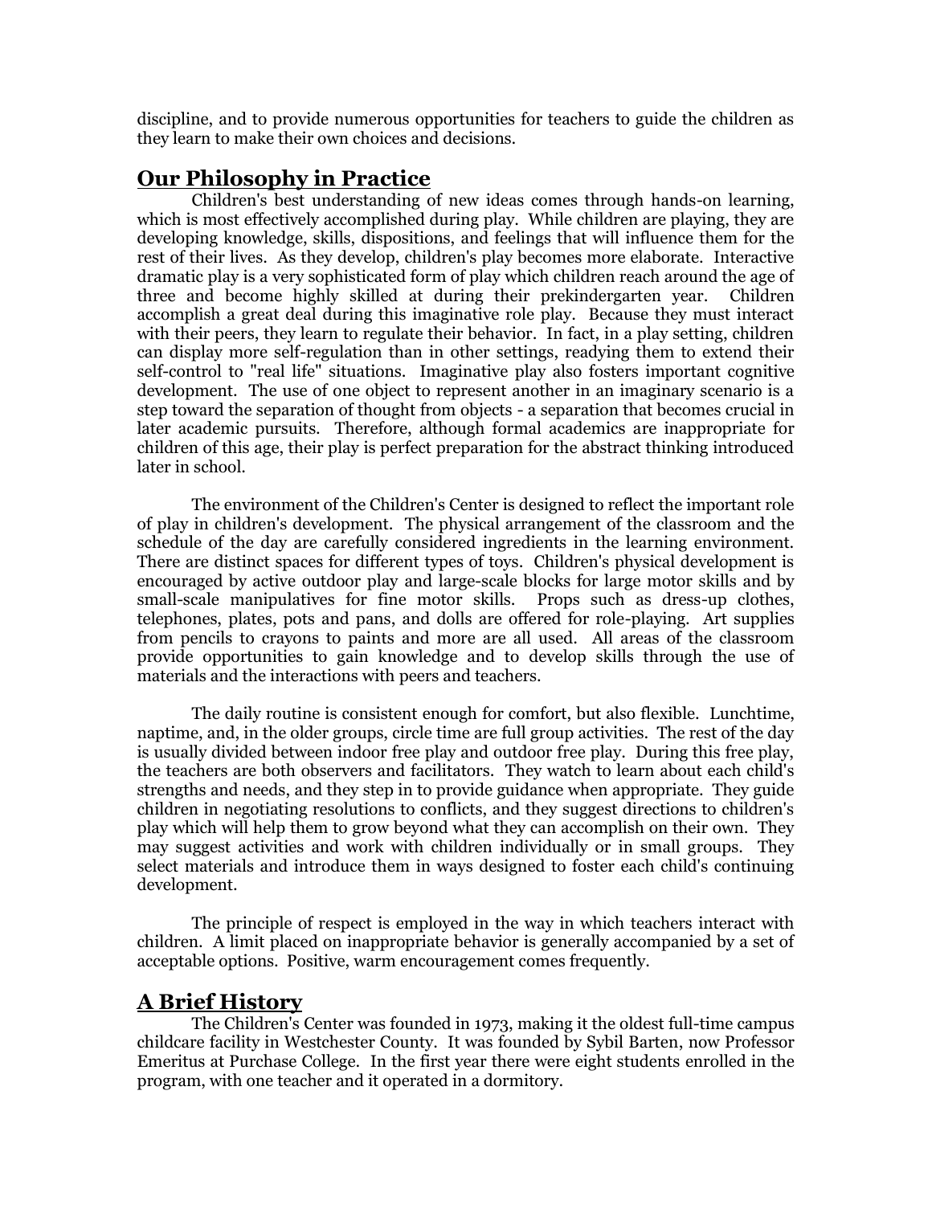discipline, and to provide numerous opportunities for teachers to guide the children as they learn to make their own choices and decisions.

## Our Philosophy in Practice

Children's best understanding of new ideas comes through hands-on learning, which is most effectively accomplished during play. While children are playing, they are developing knowledge, skills, dispositions, and feelings that will influence them for the rest of their lives. As they develop, children's play becomes more elaborate. Interactive dramatic play is a very sophisticated form of play which children reach around the age of three and become highly skilled at during their prekindergarten year. Children accomplish a great deal during this imaginative role play. Because they must interact with their peers, they learn to regulate their behavior. In fact, in a play setting, children can display more self-regulation than in other settings, readying them to extend their self-control to "real life" situations. Imaginative play also fosters important cognitive development. The use of one object to represent another in an imaginary scenario is a step toward the separation of thought from objects - a separation that becomes crucial in later academic pursuits. Therefore, although formal academics are inappropriate for children of this age, their play is perfect preparation for the abstract thinking introduced later in school.

The environment of the Children's Center is designed to reflect the important role of play in children's development. The physical arrangement of the classroom and the schedule of the day are carefully considered ingredients in the learning environment. There are distinct spaces for different types of toys. Children's physical development is encouraged by active outdoor play and large-scale blocks for large motor skills and by small-scale manipulatives for fine motor skills. Props such as dress-up clothes, telephones, plates, pots and pans, and dolls are offered for role-playing. Art supplies from pencils to crayons to paints and more are all used. All areas of the classroom provide opportunities to gain knowledge and to develop skills through the use of materials and the interactions with peers and teachers.

The daily routine is consistent enough for comfort, but also flexible. Lunchtime, naptime, and, in the older groups, circle time are full group activities. The rest of the day is usually divided between indoor free play and outdoor free play. During this free play, the teachers are both observers and facilitators. They watch to learn about each child's strengths and needs, and they step in to provide guidance when appropriate. They guide children in negotiating resolutions to conflicts, and they suggest directions to children's play which will help them to grow beyond what they can accomplish on their own. They may suggest activities and work with children individually or in small groups. They select materials and introduce them in ways designed to foster each child's continuing development.

The principle of respect is employed in the way in which teachers interact with children. A limit placed on inappropriate behavior is generally accompanied by a set of acceptable options. Positive, warm encouragement comes frequently.

## A Brief History

The Children's Center was founded in 1973, making it the oldest full-time campus childcare facility in Westchester County. It was founded by Sybil Barten, now Professor Emeritus at Purchase College. In the first year there were eight students enrolled in the program, with one teacher and it operated in a dormitory.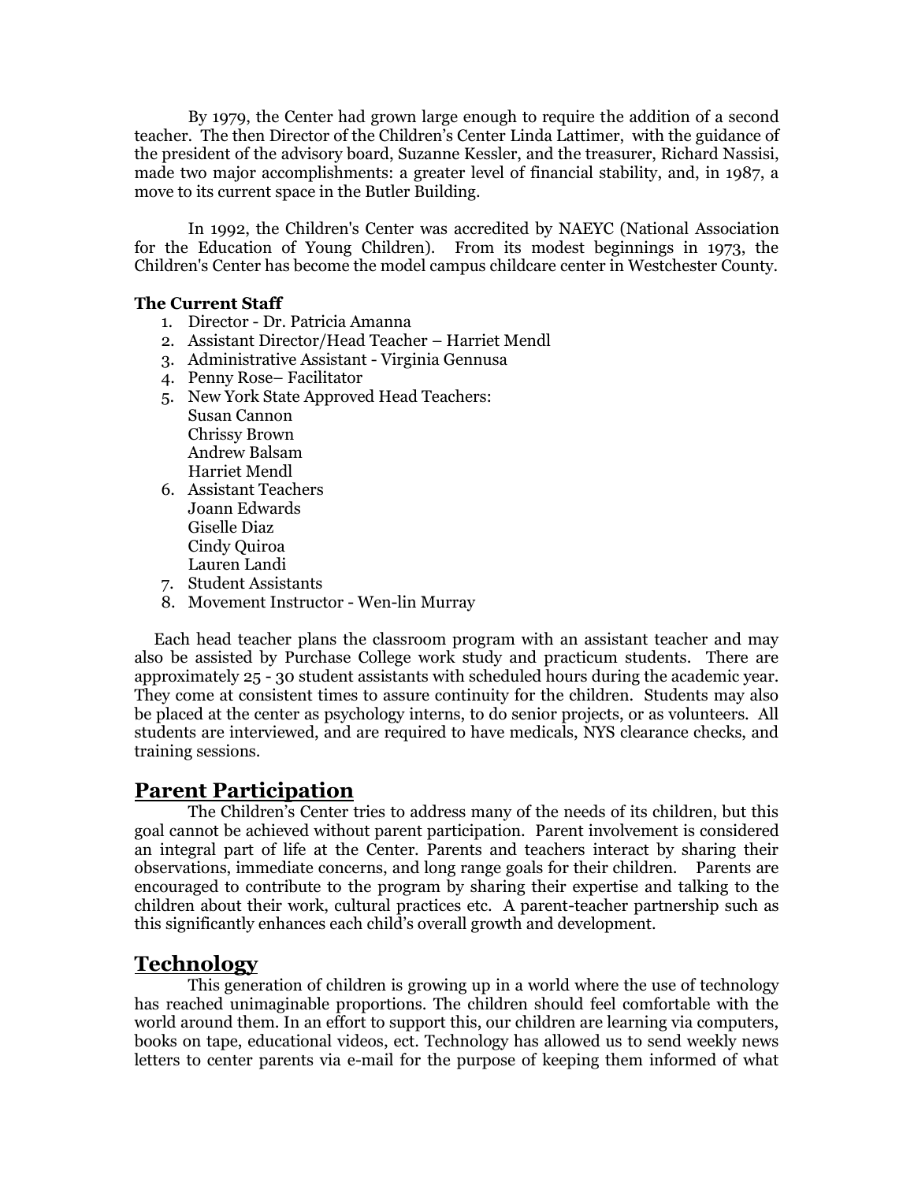By 1979, the Center had grown large enough to require the addition of a second teacher. The then Director of the Children's Center Linda Lattimer, with the guidance of the president of the advisory board, Suzanne Kessler, and the treasurer, Richard Nassisi, made two major accomplishments: a greater level of financial stability, and, in 1987, a move to its current space in the Butler Building.

In 1992, the Children's Center was accredited by NAEYC (National Association for the Education of Young Children). From its modest beginnings in 1973, the Children's Center has become the model campus childcare center in Westchester County.

**The Current Staff**

1. Director - Dr. Patricia Amanna
2. Assistant Director/Head Teacher – Harriet Mendl
3. Administrative Assistant - Virginia Gennusa
4. Penny Rose– Facilitator
5. New York State Approved Head Teachers:
   Susan Cannon
   Chrissy Brown
   Andrew Balsam
   Harriet Mendl
6. Assistant Teachers
   Joann Edwards
   Giselle Diaz
   Cindy Quiroa
   Lauren Landi
7. Student Assistants
8. Movement Instructor - Wen-lin Murray

Each head teacher plans the classroom program with an assistant teacher and may also be assisted by Purchase College work study and practicum students. There are approximately 25 - 30 student assistants with scheduled hours during the academic year. They come at consistent times to assure continuity for the children. Students may also be placed at the center as psychology interns, to do senior projects, or as volunteers. All students are interviewed, and are required to have medicals, NYS clearance checks, and training sessions.

## Parent Participation

The Children's Center tries to address many of the needs of its children, but this goal cannot be achieved without parent participation. Parent involvement is considered an integral part of life at the Center. Parents and teachers interact by sharing their observations, immediate concerns, and long range goals for their children. Parents are encouraged to contribute to the program by sharing their expertise and talking to the children about their work, cultural practices etc. A parent-teacher partnership such as this significantly enhances each child's overall growth and development.

## Technology

This generation of children is growing up in a world where the use of technology has reached unimaginable proportions. The children should feel comfortable with the world around them. In an effort to support this, our children are learning via computers, books on tape, educational videos, ect. Technology has allowed us to send weekly news letters to center parents via e-mail for the purpose of keeping them informed of what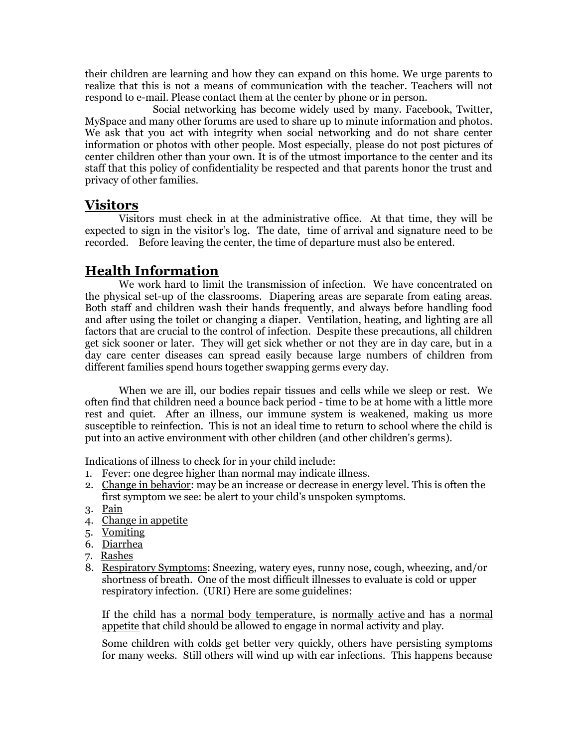their children are learning and how they can expand on this home. We urge parents to realize that this is not a means of communication with the teacher. Teachers will not respond to e-mail. Please contact them at the center by phone or in person.

Social networking has become widely used by many. Facebook, Twitter, MySpace and many other forums are used to share up to minute information and photos. We ask that you act with integrity when social networking and do not share center information or photos with other people. Most especially, please do not post pictures of center children other than your own. It is of the utmost importance to the center and its staff that this policy of confidentiality be respected and that parents honor the trust and privacy of other families.

## Visitors

Visitors must check in at the administrative office. At that time, they will be expected to sign in the visitor's log. The date, time of arrival and signature need to be recorded. Before leaving the center, the time of departure must also be entered.

## Health Information

We work hard to limit the transmission of infection. We have concentrated on the physical set-up of the classrooms. Diapering areas are separate from eating areas. Both staff and children wash their hands frequently, and always before handling food and after using the toilet or changing a diaper. Ventilation, heating, and lighting are all factors that are crucial to the control of infection. Despite these precautions, all children get sick sooner or later. They will get sick whether or not they are in day care, but in a day care center diseases can spread easily because large numbers of children from different families spend hours together swapping germs every day.

When we are ill, our bodies repair tissues and cells while we sleep or rest. We often find that children need a bounce back period - time to be at home with a little more rest and quiet. After an illness, our immune system is weakened, making us more susceptible to reinfection. This is not an ideal time to return to school where the child is put into an active environment with other children (and other children's germs).

Indications of illness to check for in your child include:

1. Fever: one degree higher than normal may indicate illness.
2. Change in behavior: may be an increase or decrease in energy level. This is often the first symptom we see: be alert to your child's unspoken symptoms.
3. Pain
4. Change in appetite
5. Vomiting
6. Diarrhea
7. Rashes
8. Respiratory Symptoms: Sneezing, watery eyes, runny nose, cough, wheezing, and/or shortness of breath. One of the most difficult illnesses to evaluate is cold or upper respiratory infection. (URI) Here are some guidelines:

   If the child has a normal body temperature, is normally active and has a normal appetite that child should be allowed to engage in normal activity and play.

   Some children with colds get better very quickly, others have persisting symptoms for many weeks. Still others will wind up with ear infections. This happens because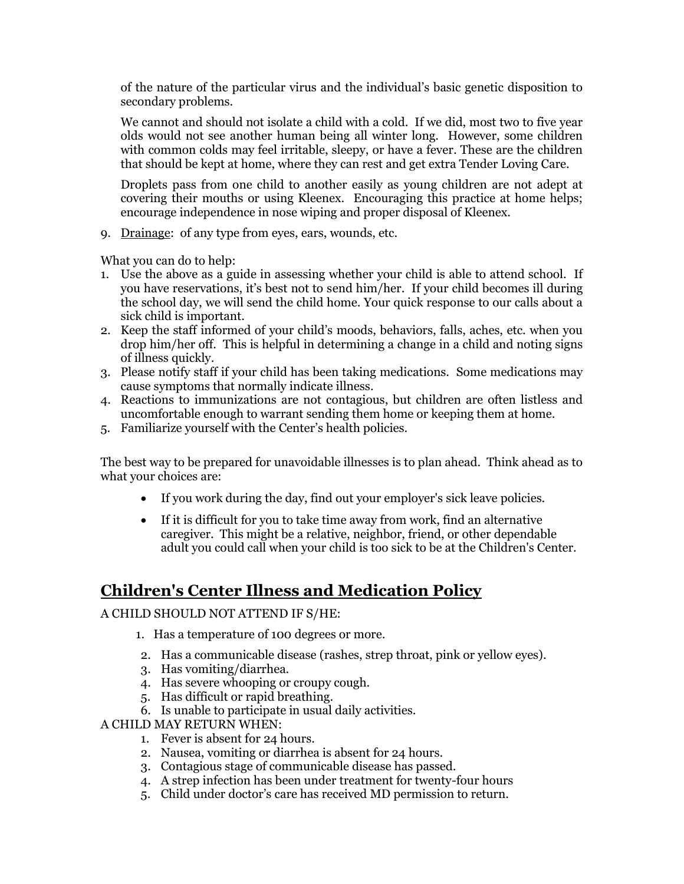of the nature of the particular virus and the individual's basic genetic disposition to secondary problems.

We cannot and should not isolate a child with a cold. If we did, most two to five year olds would not see another human being all winter long. However, some children with common colds may feel irritable, sleepy, or have a fever. These are the children that should be kept at home, where they can rest and get extra Tender Loving Care.

Droplets pass from one child to another easily as young children are not adept at covering their mouths or using Kleenex. Encouraging this practice at home helps; encourage independence in nose wiping and proper disposal of Kleenex.

9. Drainage: of any type from eyes, ears, wounds, etc.

What you can do to help:

1. Use the above as a guide in assessing whether your child is able to attend school. If you have reservations, it's best not to send him/her. If your child becomes ill during the school day, we will send the child home. Your quick response to our calls about a sick child is important.
2. Keep the staff informed of your child's moods, behaviors, falls, aches, etc. when you drop him/her off. This is helpful in determining a change in a child and noting signs of illness quickly.
3. Please notify staff if your child has been taking medications. Some medications may cause symptoms that normally indicate illness.
4. Reactions to immunizations are not contagious, but children are often listless and uncomfortable enough to warrant sending them home or keeping them at home.
5. Familiarize yourself with the Center's health policies.

The best way to be prepared for unavoidable illnesses is to plan ahead. Think ahead as to what your choices are:

- If you work during the day, find out your employer's sick leave policies.
- If it is difficult for you to take time away from work, find an alternative caregiver. This might be a relative, neighbor, friend, or other dependable adult you could call when your child is too sick to be at the Children's Center.

## Children's Center Illness and Medication Policy

A CHILD SHOULD NOT ATTEND IF S/HE:

1. Has a temperature of 100 degrees or more.
2. Has a communicable disease (rashes, strep throat, pink or yellow eyes).
3. Has vomiting/diarrhea.
4. Has severe whooping or croupy cough.
5. Has difficult or rapid breathing.
6. Is unable to participate in usual daily activities.

A CHILD MAY RETURN WHEN:

1. Fever is absent for 24 hours.
2. Nausea, vomiting or diarrhea is absent for 24 hours.
3. Contagious stage of communicable disease has passed.
4. A strep infection has been under treatment for twenty-four hours
5. Child under doctor's care has received MD permission to return.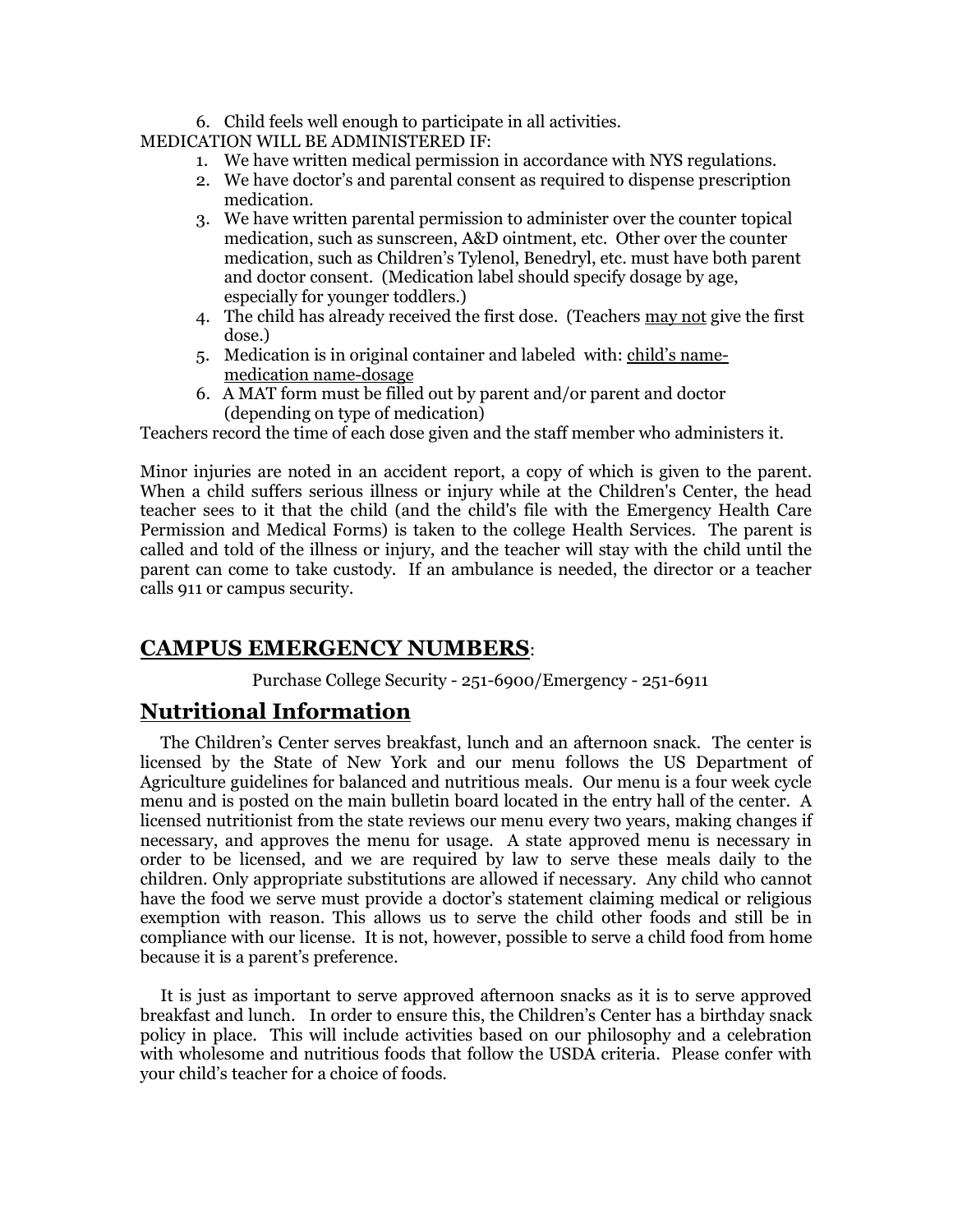6. Child feels well enough to participate in all activities.

MEDICATION WILL BE ADMINISTERED IF:

1. We have written medical permission in accordance with NYS regulations.
2. We have doctor's and parental consent as required to dispense prescription medication.
3. We have written parental permission to administer over the counter topical medication, such as sunscreen, A&D ointment, etc. Other over the counter medication, such as Children's Tylenol, Benedryl, etc. must have both parent and doctor consent. (Medication label should specify dosage by age, especially for younger toddlers.)
4. The child has already received the first dose. (Teachers may not give the first dose.)
5. Medication is in original container and labeled with: child's name-medication name-dosage
6. A MAT form must be filled out by parent and/or parent and doctor (depending on type of medication)

Teachers record the time of each dose given and the staff member who administers it.

Minor injuries are noted in an accident report, a copy of which is given to the parent. When a child suffers serious illness or injury while at the Children's Center, the head teacher sees to it that the child (and the child's file with the Emergency Health Care Permission and Medical Forms) is taken to the college Health Services. The parent is called and told of the illness or injury, and the teacher will stay with the child until the parent can come to take custody. If an ambulance is needed, the director or a teacher calls 911 or campus security.

## CAMPUS EMERGENCY NUMBERS:

Purchase College Security - 251-6900/Emergency - 251-6911

## Nutritional Information

The Children's Center serves breakfast, lunch and an afternoon snack. The center is licensed by the State of New York and our menu follows the US Department of Agriculture guidelines for balanced and nutritious meals. Our menu is a four week cycle menu and is posted on the main bulletin board located in the entry hall of the center. A licensed nutritionist from the state reviews our menu every two years, making changes if necessary, and approves the menu for usage. A state approved menu is necessary in order to be licensed, and we are required by law to serve these meals daily to the children. Only appropriate substitutions are allowed if necessary. Any child who cannot have the food we serve must provide a doctor's statement claiming medical or religious exemption with reason. This allows us to serve the child other foods and still be in compliance with our license. It is not, however, possible to serve a child food from home because it is a parent's preference.

It is just as important to serve approved afternoon snacks as it is to serve approved breakfast and lunch. In order to ensure this, the Children's Center has a birthday snack policy in place. This will include activities based on our philosophy and a celebration with wholesome and nutritious foods that follow the USDA criteria. Please confer with your child's teacher for a choice of foods.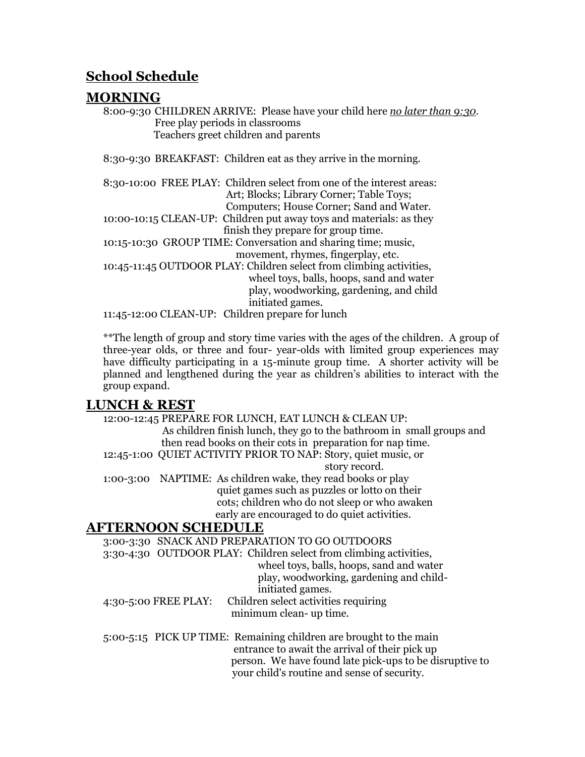## School Schedule

## MORNING

8:00-9:30 CHILDREN ARRIVE: Please have your child here *no later than 9:30*.
Free play periods in classrooms
Teachers greet children and parents

8:30-9:30 BREAKFAST: Children eat as they arrive in the morning.

8:30-10:00 FREE PLAY: Children select from one of the interest areas: Art; Blocks; Library Corner; Table Toys; Computers; House Corner; Sand and Water.

10:00-10:15 CLEAN-UP: Children put away toys and materials: as they finish they prepare for group time.

10:15-10:30 GROUP TIME: Conversation and sharing time; music, movement, rhymes, fingerplay, etc.

10:45-11:45 OUTDOOR PLAY: Children select from climbing activities, wheel toys, balls, hoops, sand and water play, woodworking, gardening, and child initiated games.

11:45-12:00 CLEAN-UP: Children prepare for lunch

**The length of group and story time varies with the ages of the children. A group of three-year olds, or three and four- year-olds with limited group experiences may have difficulty participating in a 15-minute group time. A shorter activity will be planned and lengthened during the year as children's abilities to interact with the group expand.

## LUNCH & REST

12:00-12:45 PREPARE FOR LUNCH, EAT LUNCH & CLEAN UP:
As children finish lunch, they go to the bathroom in small groups and then read books on their cots in preparation for nap time.

12:45-1:00 QUIET ACTIVITY PRIOR TO NAP: Story, quiet music, or story record.

1:00-3:00 NAPTIME: As children wake, they read books or play quiet games such as puzzles or lotto on their cots; children who do not sleep or who awaken early are encouraged to do quiet activities.

## AFTERNOON SCHEDULE

3:00-3:30 SNACK AND PREPARATION TO GO OUTDOORS

3:30-4:30 OUTDOOR PLAY: Children select from climbing activities, wheel toys, balls, hoops, sand and water play, woodworking, gardening and child-initiated games.

4:30-5:00 FREE PLAY: Children select activities requiring minimum clean- up time.

5:00-5:15 PICK UP TIME: Remaining children are brought to the main entrance to await the arrival of their pick up person. We have found late pick-ups to be disruptive to your child's routine and sense of security.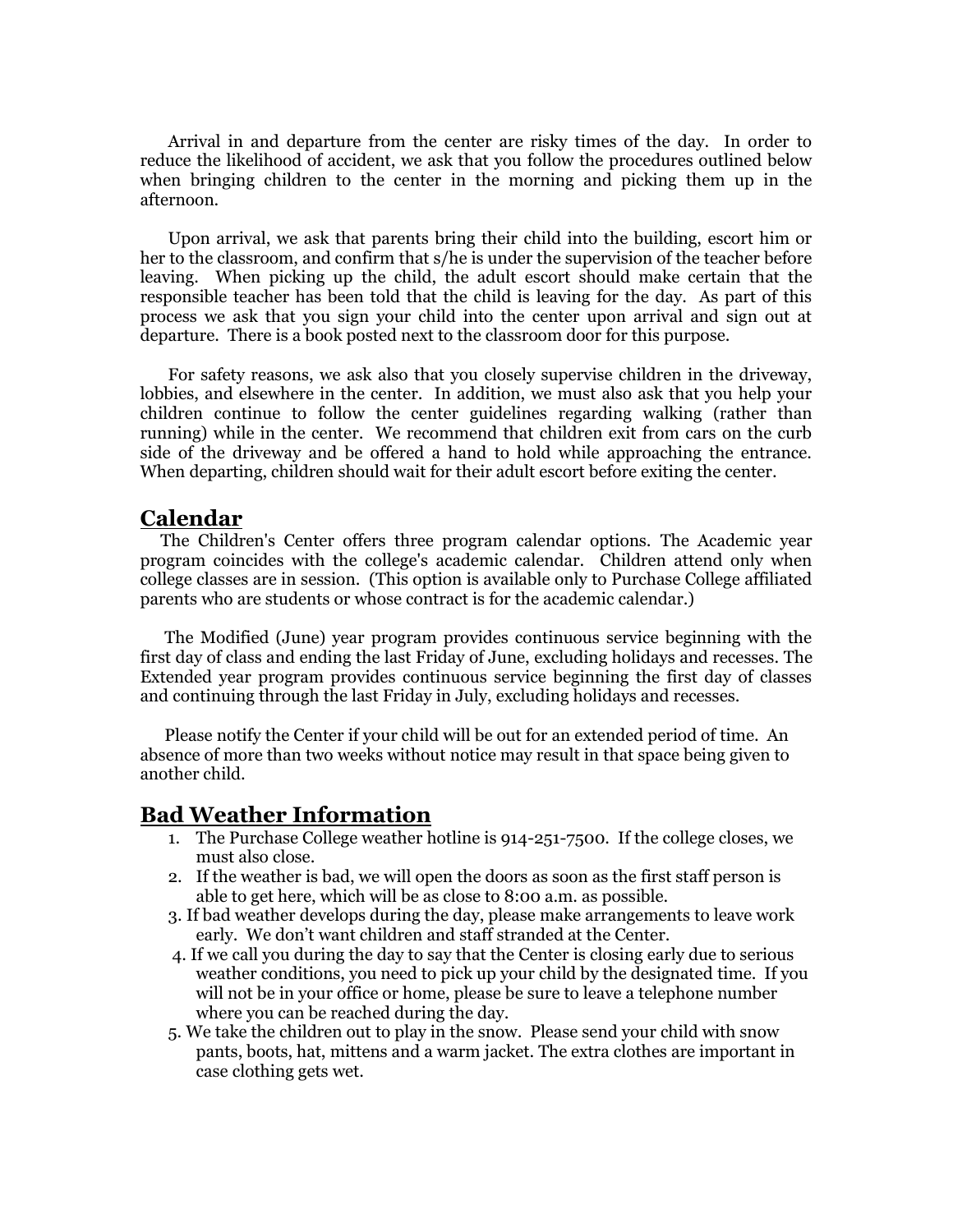Arrival in and departure from the center are risky times of the day. In order to reduce the likelihood of accident, we ask that you follow the procedures outlined below when bringing children to the center in the morning and picking them up in the afternoon.

Upon arrival, we ask that parents bring their child into the building, escort him or her to the classroom, and confirm that s/he is under the supervision of the teacher before leaving. When picking up the child, the adult escort should make certain that the responsible teacher has been told that the child is leaving for the day. As part of this process we ask that you sign your child into the center upon arrival and sign out at departure. There is a book posted next to the classroom door for this purpose.

For safety reasons, we ask also that you closely supervise children in the driveway, lobbies, and elsewhere in the center. In addition, we must also ask that you help your children continue to follow the center guidelines regarding walking (rather than running) while in the center. We recommend that children exit from cars on the curb side of the driveway and be offered a hand to hold while approaching the entrance. When departing, children should wait for their adult escort before exiting the center.

## Calendar

The Children's Center offers three program calendar options. The Academic year program coincides with the college's academic calendar. Children attend only when college classes are in session. (This option is available only to Purchase College affiliated parents who are students or whose contract is for the academic calendar.)

The Modified (June) year program provides continuous service beginning with the first day of class and ending the last Friday of June, excluding holidays and recesses. The Extended year program provides continuous service beginning the first day of classes and continuing through the last Friday in July, excluding holidays and recesses.

Please notify the Center if your child will be out for an extended period of time. An absence of more than two weeks without notice may result in that space being given to another child.

## Bad Weather Information

1. The Purchase College weather hotline is 914-251-7500. If the college closes, we must also close.
2. If the weather is bad, we will open the doors as soon as the first staff person is able to get here, which will be as close to 8:00 a.m. as possible.
3. If bad weather develops during the day, please make arrangements to leave work early. We don't want children and staff stranded at the Center.
4. If we call you during the day to say that the Center is closing early due to serious weather conditions, you need to pick up your child by the designated time. If you will not be in your office or home, please be sure to leave a telephone number where you can be reached during the day.
5. We take the children out to play in the snow. Please send your child with snow pants, boots, hat, mittens and a warm jacket. The extra clothes are important in case clothing gets wet.